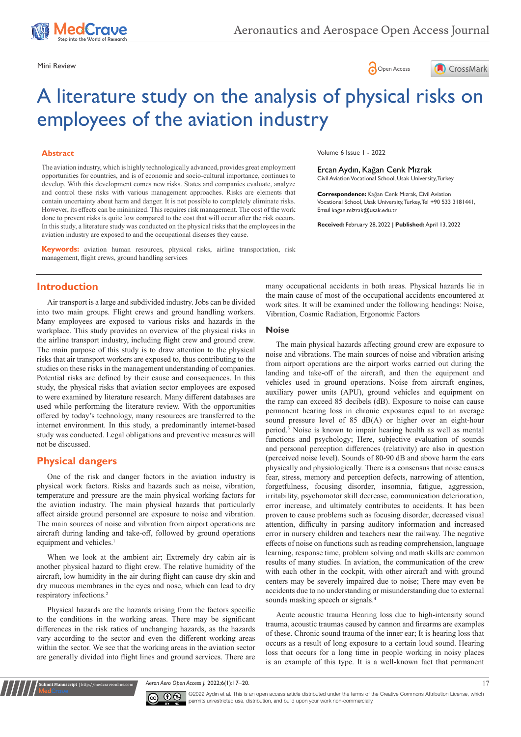Mini Review

# A literature study on the analysis of physical risks on employees of the aviation industry

Volume 6 Issue 1 - 2022

Ercan Aydın, Kağan Cenk Mızrak

Civil Aviation Vocational School, Usak University, Turkey

**Correspondence:** Kağan Cenk Mızrak, Civil Aviation Vocational School, Usak University, Turkey, Tel +90 533 3181441, Email kagan.mizrak@usak.edu.tr

**Received:** February 28, 2022 | **Published:** April 13, 2022

## Abstract

The aviation industry, which is highly technologically advanced, provides great employment opportunities for countries, and is of economic and socio-cultural importance, continues to develop. With this development comes new risks. States and companies evaluate, analyze and control these risks with various management approaches. Risks are elements that contain uncertainty about harm and danger. It is not possible to completely eliminate risks. However, its effects can be minimized. This requires risk management. The cost of the work done to prevent risks is quite low compared to the cost that will occur after the risk occurs. In this study, a literature study was conducted on the physical risks that the employees in the aviation industry are exposed to and the occupational diseases they cause.

**Keywords:** aviation human resources, physical risks, airline transportation, risk management, flight crews, ground handling services

## Introduction

Air transport is a large and subdivided industry. Jobs can be divided into two main groups. Flight crews and ground handling workers. Many employees are exposed to various risks and hazards in the workplace. This study provides an overview of the physical risks in the airline transport industry, including flight crew and ground crew. The main purpose of this study is to draw attention to the physical risks that air transport workers are exposed to, thus contributing to the studies on these risks in the management understanding of companies. Potential risks are defined by their cause and consequences. In this study, the physical risks that aviation sector employees are exposed to were examined by literature research. Many different databases are used while performing the literature review. With the opportunities offered by today's technology, many resources are transferred to the internet environment. In this study, a predominantly internet-based study was conducted. Legal obligations and preventive measures will not be discussed.

## Physical dangers

One of the risk and danger factors in the aviation industry is physical work factors. Risks and hazards such as noise, vibration, temperature and pressure are the main physical working factors for the aviation industry. The main physical hazards that particularly affect airside ground personnel are exposure to noise and vibration. The main sources of noise and vibration from airport operations are aircraft during landing and take-off, followed by ground operations equipment and vehicles.[1]

When we look at the ambient air; Extremely dry cabin air is another physical hazard to flight crew. The relative humidity of the aircraft, low humidity in the air during flight can cause dry skin and dry mucous membranes in the eyes and nose, which can lead to dry respiratory infections.[2]

Physical hazards are the hazards arising from the factors specific to the conditions in the working areas. There may be significant differences in the risk ratios of unchanging hazards, as the hazards vary according to the sector and even the different working areas within the sector. We see that the working areas in the aviation sector are generally divided into flight lines and ground services. There are many occupational accidents in both areas. Physical hazards lie in the main cause of most of the occupational accidents encountered at work sites. It will be examined under the following headings: Noise, Vibration, Cosmic Radiation, Ergonomic Factors

### Noise

The main physical hazards affecting ground crew are exposure to noise and vibrations. The main sources of noise and vibration arising from airport operations are the airport works carried out during the landing and take-off of the aircraft, and then the equipment and vehicles used in ground operations. Noise from aircraft engines, auxiliary power units (APU), ground vehicles and equipment on the ramp can exceed 85 decibels (dB). Exposure to noise can cause permanent hearing loss in chronic exposures equal to an average sound pressure level of 85 dB(A) or higher over an eight-hour period.[3] Noise is known to impair hearing health as well as mental functions and psychology; Here, subjective evaluation of sounds and personal perception differences (relativity) are also in question (perceived noise level). Sounds of 80-90 dB and above harm the ears physically and physiologically. There is a consensus that noise causes fear, stress, memory and perception defects, narrowing of attention, forgetfulness, focusing disorder, insomnia, fatigue, aggression, irritability, psychomotor skill decrease, communication deterioration, error increase, and ultimately contributes to accidents. It has been proven to cause problems such as focusing disorder, decreased visual attention, difficulty in parsing auditory information and increased error in nursery children and teachers near the railway. The negative effects of noise on functions such as reading comprehension, language learning, response time, problem solving and math skills are common results of many studies. In aviation, the communication of the crew with each other in the cockpit, with other aircraft and with ground centers may be severely impaired due to noise; There may even be accidents due to no understanding or misunderstanding due to external sounds masking speech or signals.[4]

Acute acoustic trauma Hearing loss due to high-intensity sound trauma, acoustic traumas caused by cannon and firearms are examples of these. Chronic sound trauma of the inner ear; It is hearing loss that occurs as a result of long exposure to a certain loud sound. Hearing loss that occurs for a long time in people working in noisy places is an example of this type. It is a well-known fact that permanent

©2022 Aydın et al. This is an open access article distributed under the terms of the Creative Commons Attribution License, which permits unrestricted use, distribution, and build upon your work non-commercially.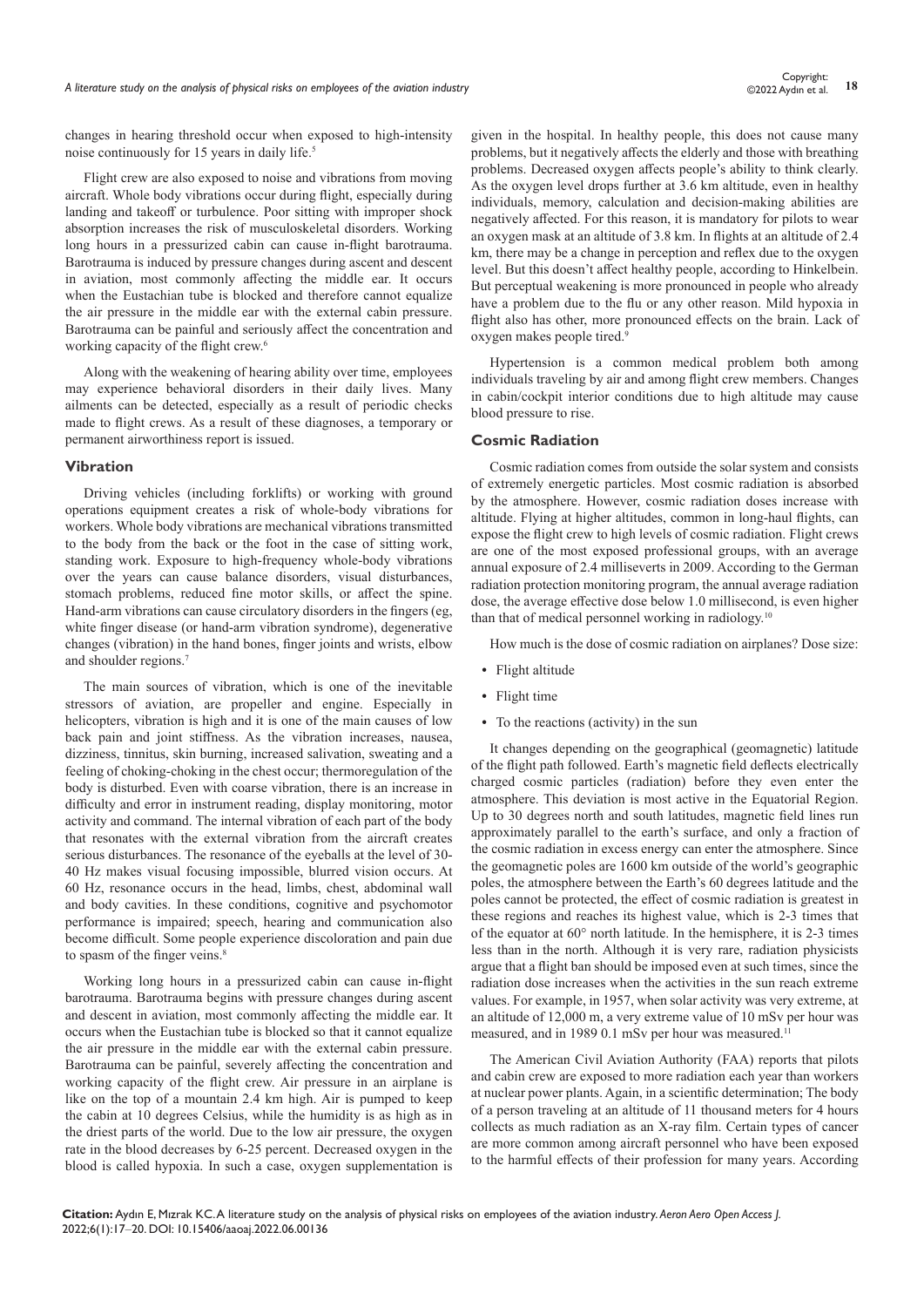changes in hearing threshold occur when exposed to high-intensity noise continuously for 15 years in daily life.[5]

Flight crew are also exposed to noise and vibrations from moving aircraft. Whole body vibrations occur during flight, especially during landing and takeoff or turbulence. Poor sitting with improper shock absorption increases the risk of musculoskeletal disorders. Working long hours in a pressurized cabin can cause in-flight barotrauma. Barotrauma is induced by pressure changes during ascent and descent in aviation, most commonly affecting the middle ear. It occurs when the Eustachian tube is blocked and therefore cannot equalize the air pressure in the middle ear with the external cabin pressure. Barotrauma can be painful and seriously affect the concentration and working capacity of the flight crew.[6]

Along with the weakening of hearing ability over time, employees may experience behavioral disorders in their daily lives. Many ailments can be detected, especially as a result of periodic checks made to flight crews. As a result of these diagnoses, a temporary or permanent airworthiness report is issued.

### Vibration

Driving vehicles (including forklifts) or working with ground operations equipment creates a risk of whole-body vibrations for workers. Whole body vibrations are mechanical vibrations transmitted to the body from the back or the foot in the case of sitting work, standing work. Exposure to high-frequency whole-body vibrations over the years can cause balance disorders, visual disturbances, stomach problems, reduced fine motor skills, or affect the spine. Hand-arm vibrations can cause circulatory disorders in the fingers (eg, white finger disease (or hand-arm vibration syndrome), degenerative changes (vibration) in the hand bones, finger joints and wrists, elbow and shoulder regions.[7]

The main sources of vibration, which is one of the inevitable stressors of aviation, are propeller and engine. Especially in helicopters, vibration is high and it is one of the main causes of low back pain and joint stiffness. As the vibration increases, nausea, dizziness, tinnitus, skin burning, increased salivation, sweating and a feeling of choking-choking in the chest occur; thermoregulation of the body is disturbed. Even with coarse vibration, there is an increase in difficulty and error in instrument reading, display monitoring, motor activity and command. The internal vibration of each part of the body that resonates with the external vibration from the aircraft creates serious disturbances. The resonance of the eyeballs at the level of 30-40 Hz makes visual focusing impossible, blurred vision occurs. At 60 Hz, resonance occurs in the head, limbs, chest, abdominal wall and body cavities. In these conditions, cognitive and psychomotor performance is impaired; speech, hearing and communication also become difficult. Some people experience discoloration and pain due to spasm of the finger veins.[8]

Working long hours in a pressurized cabin can cause in-flight barotrauma. Barotrauma begins with pressure changes during ascent and descent in aviation, most commonly affecting the middle ear. It occurs when the Eustachian tube is blocked so that it cannot equalize the air pressure in the middle ear with the external cabin pressure. Barotrauma can be painful, severely affecting the concentration and working capacity of the flight crew. Air pressure in an airplane is like on the top of a mountain 2.4 km high. Air is pumped to keep the cabin at 10 degrees Celsius, while the humidity is as high as in the driest parts of the world. Due to the low air pressure, the oxygen rate in the blood decreases by 6-25 percent. Decreased oxygen in the blood is called hypoxia. In such a case, oxygen supplementation is given in the hospital. In healthy people, this does not cause many problems, but it negatively affects the elderly and those with breathing problems. Decreased oxygen affects people's ability to think clearly. As the oxygen level drops further at 3.6 km altitude, even in healthy individuals, memory, calculation and decision-making abilities are negatively affected. For this reason, it is mandatory for pilots to wear an oxygen mask at an altitude of 3.8 km. In flights at an altitude of 2.4 km, there may be a change in perception and reflex due to the oxygen level. But this doesn't affect healthy people, according to Hinkelbein. But perceptual weakening is more pronounced in people who already have a problem due to the flu or any other reason. Mild hypoxia in flight also has other, more pronounced effects on the brain. Lack of oxygen makes people tired.[9]

Hypertension is a common medical problem both among individuals traveling by air and among flight crew members. Changes in cabin/cockpit interior conditions due to high altitude may cause blood pressure to rise.

### Cosmic Radiation

Cosmic radiation comes from outside the solar system and consists of extremely energetic particles. Most cosmic radiation is absorbed by the atmosphere. However, cosmic radiation doses increase with altitude. Flying at higher altitudes, common in long-haul flights, can expose the flight crew to high levels of cosmic radiation. Flight crews are one of the most exposed professional groups, with an average annual exposure of 2.4 millisieverts in 2009. According to the German radiation protection monitoring program, the annual average radiation dose, the average effective dose below 1.0 millisecond, is even higher than that of medical personnel working in radiology.[10]

How much is the dose of cosmic radiation on airplanes? Dose size:

- Flight altitude
- Flight time
- To the reactions (activity) in the sun

It changes depending on the geographical (geomagnetic) latitude of the flight path followed. Earth's magnetic field deflects electrically charged cosmic particles (radiation) before they even enter the atmosphere. This deviation is most active in the Equatorial Region. Up to 30 degrees north and south latitudes, magnetic field lines run approximately parallel to the earth's surface, and only a fraction of the cosmic radiation in excess energy can enter the atmosphere. Since the geomagnetic poles are 1600 km outside of the world's geographic poles, the atmosphere between the Earth's 60 degrees latitude and the poles cannot be protected, the effect of cosmic radiation is greatest in these regions and reaches its highest value, which is 2-3 times that of the equator at 60° north latitude. In the hemisphere, it is 2-3 times less than in the north. Although it is very rare, radiation physicists argue that a flight ban should be imposed even at such times, since the radiation dose increases when the activities in the sun reach extreme values. For example, in 1957, when solar activity was very extreme, at an altitude of 12,000 m, a very extreme value of 10 mSv per hour was measured, and in 1989 0.1 mSv per hour was measured.[11]

The American Civil Aviation Authority (FAA) reports that pilots and cabin crew are exposed to more radiation each year than workers at nuclear power plants. Again, in a scientific determination; The body of a person traveling at an altitude of 11 thousand meters for 4 hours collects as much radiation as an X-ray film. Certain types of cancer are more common among aircraft personnel who have been exposed to the harmful effects of their profession for many years. According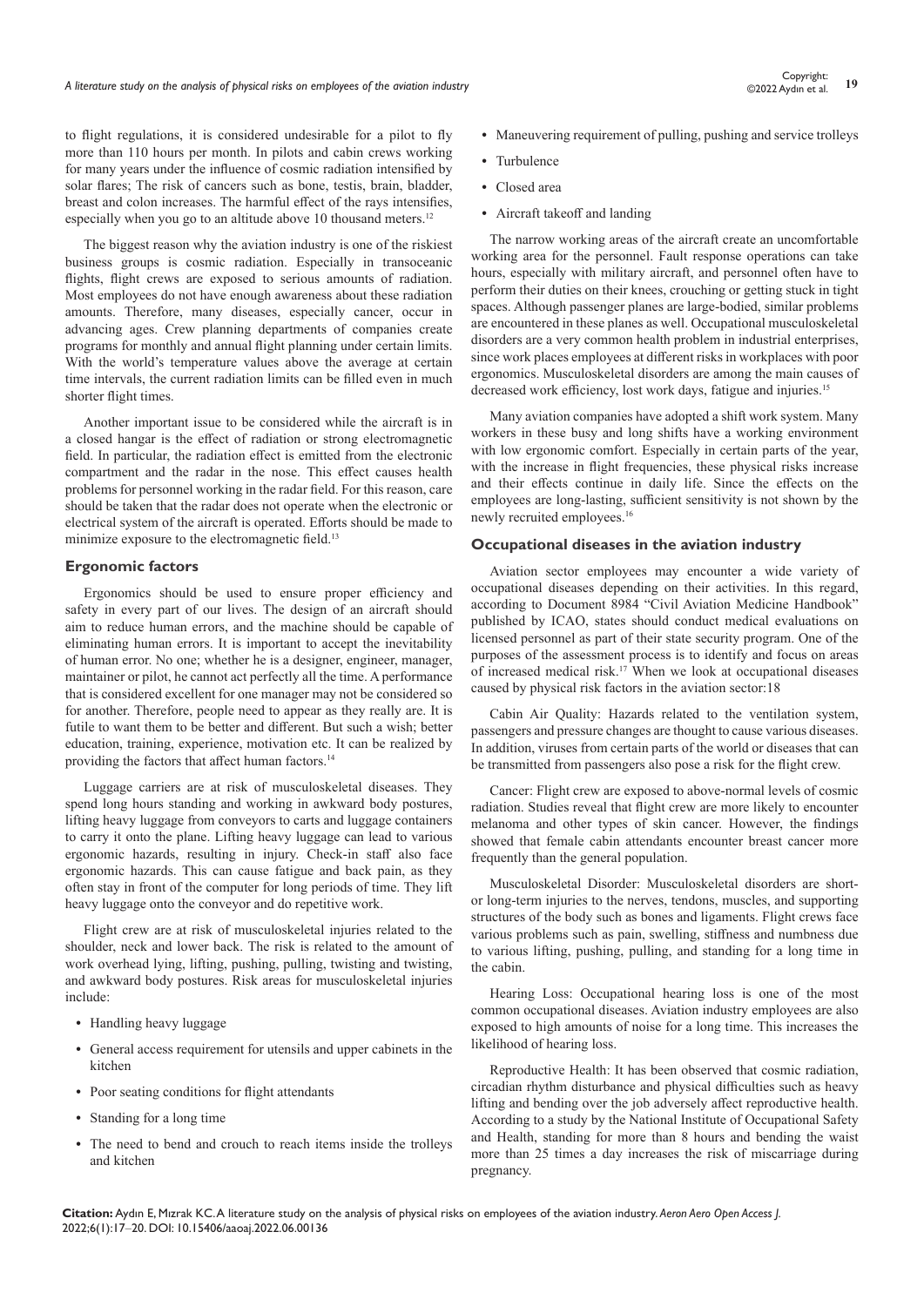to flight regulations, it is considered undesirable for a pilot to fly more than 110 hours per month. In pilots and cabin crews working for many years under the influence of cosmic radiation intensified by solar flares; The risk of cancers such as bone, testis, brain, bladder, breast and colon increases. The harmful effect of the rays intensifies, especially when you go to an altitude above 10 thousand meters.[12]

The biggest reason why the aviation industry is one of the riskiest business groups is cosmic radiation. Especially in transoceanic flights, flight crews are exposed to serious amounts of radiation. Most employees do not have enough awareness about these radiation amounts. Therefore, many diseases, especially cancer, occur in advancing ages. Crew planning departments of companies create programs for monthly and annual flight planning under certain limits. With the world's temperature values above the average at certain time intervals, the current radiation limits can be filled even in much shorter flight times.

Another important issue to be considered while the aircraft is in a closed hangar is the effect of radiation or strong electromagnetic field. In particular, the radiation effect is emitted from the electronic compartment and the radar in the nose. This effect causes health problems for personnel working in the radar field. For this reason, care should be taken that the radar does not operate when the electronic or electrical system of the aircraft is operated. Efforts should be made to minimize exposure to the electromagnetic field.[13]

### Ergonomic factors

Ergonomics should be used to ensure proper efficiency and safety in every part of our lives. The design of an aircraft should aim to reduce human errors, and the machine should be capable of eliminating human errors. It is important to accept the inevitability of human error. No one; whether he is a designer, engineer, manager, maintainer or pilot, he cannot act perfectly all the time. A performance that is considered excellent for one manager may not be considered so for another. Therefore, people need to appear as they really are. It is futile to want them to be better and different. But such a wish; better education, training, experience, motivation etc. It can be realized by providing the factors that affect human factors.[14]

Luggage carriers are at risk of musculoskeletal diseases. They spend long hours standing and working in awkward body postures, lifting heavy luggage from conveyors to carts and luggage containers to carry it onto the plane. Lifting heavy luggage can lead to various ergonomic hazards, resulting in injury. Check-in staff also face ergonomic hazards. This can cause fatigue and back pain, as they often stay in front of the computer for long periods of time. They lift heavy luggage onto the conveyor and do repetitive work.

Flight crew are at risk of musculoskeletal injuries related to the shoulder, neck and lower back. The risk is related to the amount of work overhead lying, lifting, pushing, pulling, twisting and twisting, and awkward body postures. Risk areas for musculoskeletal injuries include:

- Handling heavy luggage
- General access requirement for utensils and upper cabinets in the kitchen
- Poor seating conditions for flight attendants
- Standing for a long time
- The need to bend and crouch to reach items inside the trolleys and kitchen
- Maneuvering requirement of pulling, pushing and service trolleys
- Turbulence
- Closed area
- Aircraft takeoff and landing

The narrow working areas of the aircraft create an uncomfortable working area for the personnel. Fault response operations can take hours, especially with military aircraft, and personnel often have to perform their duties on their knees, crouching or getting stuck in tight spaces. Although passenger planes are large-bodied, similar problems are encountered in these planes as well. Occupational musculoskeletal disorders are a very common health problem in industrial enterprises, since work places employees at different risks in workplaces with poor ergonomics. Musculoskeletal disorders are among the main causes of decreased work efficiency, lost work days, fatigue and injuries.[15]

Many aviation companies have adopted a shift work system. Many workers in these busy and long shifts have a working environment with low ergonomic comfort. Especially in certain parts of the year, with the increase in flight frequencies, these physical risks increase and their effects continue in daily life. Since the effects on the employees are long-lasting, sufficient sensitivity is not shown by the newly recruited employees.[16]

### Occupational diseases in the aviation industry

Aviation sector employees may encounter a wide variety of occupational diseases depending on their activities. In this regard, according to Document 8984 "Civil Aviation Medicine Handbook" published by ICAO, states should conduct medical evaluations on licensed personnel as part of their state security program. One of the purposes of the assessment process is to identify and focus on areas of increased medical risk.[17] When we look at occupational diseases caused by physical risk factors in the aviation sector:18

Cabin Air Quality: Hazards related to the ventilation system, passengers and pressure changes are thought to cause various diseases. In addition, viruses from certain parts of the world or diseases that can be transmitted from passengers also pose a risk for the flight crew.

Cancer: Flight crew are exposed to above-normal levels of cosmic radiation. Studies reveal that flight crew are more likely to encounter melanoma and other types of skin cancer. However, the findings showed that female cabin attendants encounter breast cancer more frequently than the general population.

Musculoskeletal Disorder: Musculoskeletal disorders are short- or long-term injuries to the nerves, tendons, muscles, and supporting structures of the body such as bones and ligaments. Flight crews face various problems such as pain, swelling, stiffness and numbness due to various lifting, pushing, pulling, and standing for a long time in the cabin.

Hearing Loss: Occupational hearing loss is one of the most common occupational diseases. Aviation industry employees are also exposed to high amounts of noise for a long time. This increases the likelihood of hearing loss.

Reproductive Health: It has been observed that cosmic radiation, circadian rhythm disturbance and physical difficulties such as heavy lifting and bending over the job adversely affect reproductive health. According to a study by the National Institute of Occupational Safety and Health, standing for more than 8 hours and bending the waist more than 25 times a day increases the risk of miscarriage during pregnancy.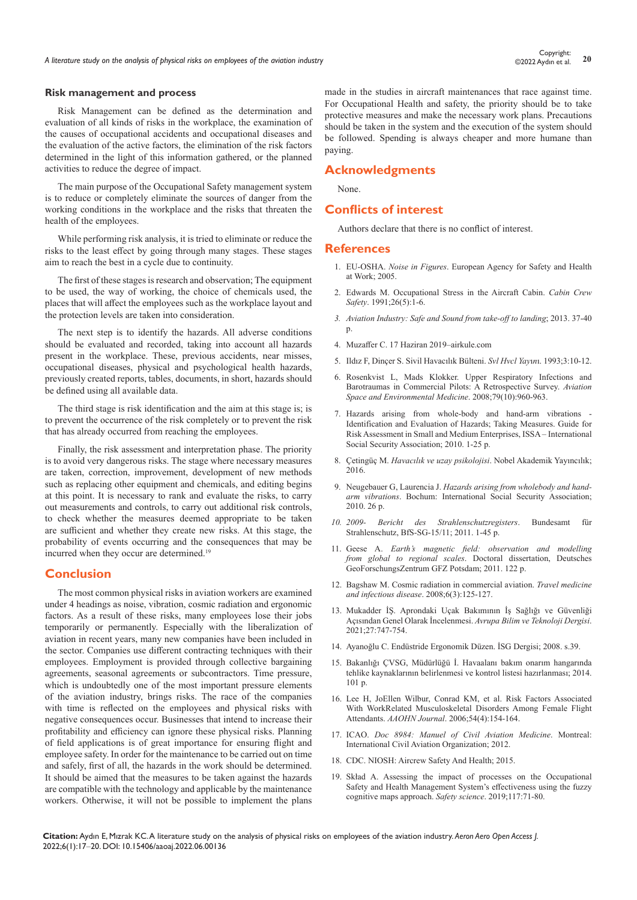### Risk management and process

Risk Management can be defined as the determination and evaluation of all kinds of risks in the workplace, the examination of the causes of occupational accidents and occupational diseases and the evaluation of the active factors, the elimination of the risk factors determined in the light of this information gathered, or the planned activities to reduce the degree of impact.

The main purpose of the Occupational Safety management system is to reduce or completely eliminate the sources of danger from the working conditions in the workplace and the risks that threaten the health of the employees.

While performing risk analysis, it is tried to eliminate or reduce the risks to the least effect by going through many stages. These stages aim to reach the best in a cycle due to continuity.

The first of these stages is research and observation; The equipment to be used, the way of working, the choice of chemicals used, the places that will affect the employees such as the workplace layout and the protection levels are taken into consideration.

The next step is to identify the hazards. All adverse conditions should be evaluated and recorded, taking into account all hazards present in the workplace. These, previous accidents, near misses, occupational diseases, physical and psychological health hazards, previously created reports, tables, documents, in short, hazards should be defined using all available data.

The third stage is risk identification and the aim at this stage is; is to prevent the occurrence of the risk completely or to prevent the risk that has already occurred from reaching the employees.

Finally, the risk assessment and interpretation phase. The priority is to avoid very dangerous risks. The stage where necessary measures are taken, correction, improvement, development of new methods such as replacing other equipment and chemicals, and editing begins at this point. It is necessary to rank and evaluate the risks, to carry out measurements and controls, to carry out additional risk controls, to check whether the measures deemed appropriate to be taken are sufficient and whether they create new risks. At this stage, the probability of events occurring and the consequences that may be incurred when they occur are determined.[19]

## Conclusion

The most common physical risks in aviation workers are examined under 4 headings as noise, vibration, cosmic radiation and ergonomic factors. As a result of these risks, many employees lose their jobs temporarily or permanently. Especially with the liberalization of aviation in recent years, many new companies have been included in the sector. Companies use different contracting techniques with their employees. Employment is provided through collective bargaining agreements, seasonal agreements or subcontractors. Time pressure, which is undoubtedly one of the most important pressure elements of the aviation industry, brings risks. The race of the companies with time is reflected on the employees and physical risks with negative consequences occur. Businesses that intend to increase their profitability and efficiency can ignore these physical risks. Planning of field applications is of great importance for ensuring flight and employee safety. In order for the maintenance to be carried out on time and safely, first of all, the hazards in the work should be determined. It should be aimed that the measures to be taken against the hazards are compatible with the technology and applicable by the maintenance workers. Otherwise, it will not be possible to implement the plans made in the studies in aircraft maintenances that race against time. For Occupational Health and safety, the priority should be to take protective measures and make the necessary work plans. Precautions should be taken in the system and the execution of the system should be followed. Spending is always cheaper and more humane than paying.

## Acknowledgments

None.

## Conflicts of interest

Authors declare that there is no conflict of interest.

## References

1. EU-OSHA. *Noise in Figures*. European Agency for Safety and Health at Work; 2005.
2. Edwards M. Occupational Stress in the Aircraft Cabin. *Cabin Crew Safety*. 1991;26(5):1-6.
3. *Aviation Industry: Safe and Sound from take-off to landing*; 2013. 37-40 p.
4. Muzaffer C. 17 Haziran 2019–airkule.com
5. Ildız F, Dinçer S. Sivil Havacılık Bülteni. *Svl Hvcl Yayını*. 1993;3:10-12.
6. Rosenkvist L, Mads Klokker. Upper Respiratory Infections and Barotraumas in Commercial Pilots: A Retrospective Survey. *Aviation Space and Environmental Medicine*. 2008;79(10):960-963.
7. Hazards arising from whole-body and hand-arm vibrations - Identification and Evaluation of Hazards; Taking Measures. Guide for Risk Assessment in Small and Medium Enterprises, ISSA – International Social Security Association; 2010. 1-25 p.
8. Çetingüç M. *Havacılık ve uzay psikolojisi*. Nobel Akademik Yayıncılık; 2016.
9. Neugebauer G, Laurencia J. *Hazards arising from wholebody and hand-arm vibrations*. Bochum: International Social Security Association; 2010. 26 p.
10. *2009- Bericht des Strahlenschutzregisters*. Bundesamt für Strahlenschutz, BfS-SG-15/11; 2011. 1-45 p.
11. Geese A. *Earth's magnetic field: observation and modelling from global to regional scales*. Doctoral dissertation, Deutsches GeoForschungsZentrum GFZ Potsdam; 2011. 122 p.
12. Bagshaw M. Cosmic radiation in commercial aviation. *Travel medicine and infectious disease*. 2008;6(3):125-127.
13. Mukadder İŞ. Aprondaki Uçak Bakımının İş Sağlığı ve Güvenliği Açısından Genel Olarak İncelenmesi. *Avrupa Bilim ve Teknoloji Dergisi*. 2021;27:747-754.
14. Ayanoğlu C. Endüstride Ergonomik Düzen. İSG Dergisi; 2008. s.39.
15. Bakanlığı ÇVSG, Müdürlüğü İ. Havaalanı bakım onarım hangarında tehlike kaynaklarının belirlenmesi ve kontrol listesi hazırlanması; 2014. 101 p.
16. Lee H, JoEllen Wilbur, Conrad KM, et al. Risk Factors Associated With WorkRelated Musculoskeletal Disorders Among Female Flight Attendants. *AAOHN Journal*. 2006;54(4):154-164.
17. ICAO. *Doc 8984: Manuel of Civil Aviation Medicine*. Montreal: International Civil Aviation Organization; 2012.
18. CDC. NIOSH: Aircrew Safety And Health; 2015.
19. Skład A. Assessing the impact of processes on the Occupational Safety and Health Management System's effectiveness using the fuzzy cognitive maps approach. *Safety science*. 2019;117:71-80.